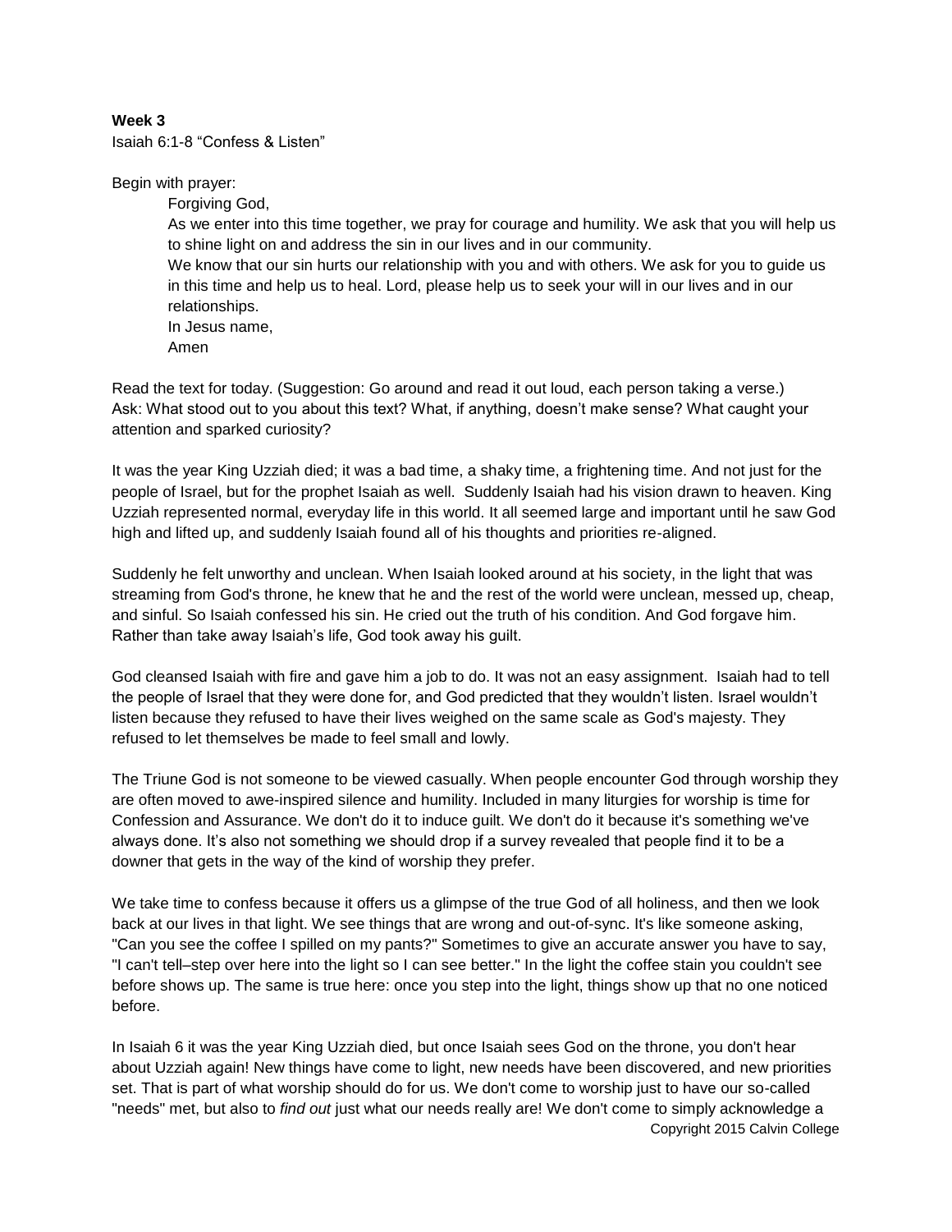**Week 3**

Isaiah 6:1-8 “Confess & Listen”

Begin with prayer:

> Forgiving God,
>
> As we enter into this time together, we pray for courage and humility. We ask that you will help us to shine light on and address the sin in our lives and in our community.
>
> We know that our sin hurts our relationship with you and with others. We ask for you to guide us in this time and help us to heal. Lord, please help us to seek your will in our lives and in our relationships.
>
> In Jesus name,
>
> Amen

Read the text for today. (Suggestion: Go around and read it out loud, each person taking a verse.)
Ask: What stood out to you about this text? What, if anything, doesn’t make sense? What caught your attention and sparked curiosity?

It was the year King Uzziah died; it was a bad time, a shaky time, a frightening time. And not just for the people of Israel, but for the prophet Isaiah as well. Suddenly Isaiah had his vision drawn to heaven. King Uzziah represented normal, everyday life in this world. It all seemed large and important until he saw God high and lifted up, and suddenly Isaiah found all of his thoughts and priorities re-aligned.

Suddenly he felt unworthy and unclean. When Isaiah looked around at his society, in the light that was streaming from God's throne, he knew that he and the rest of the world were unclean, messed up, cheap, and sinful. So Isaiah confessed his sin. He cried out the truth of his condition. And God forgave him. Rather than take away Isaiah’s life, God took away his guilt.

God cleansed Isaiah with fire and gave him a job to do. It was not an easy assignment. Isaiah had to tell the people of Israel that they were done for, and God predicted that they wouldn’t listen. Israel wouldn’t listen because they refused to have their lives weighed on the same scale as God's majesty. They refused to let themselves be made to feel small and lowly.

The Triune God is not someone to be viewed casually. When people encounter God through worship they are often moved to awe-inspired silence and humility. Included in many liturgies for worship is time for Confession and Assurance. We don't do it to induce guilt. We don't do it because it's something we've always done. It’s also not something we should drop if a survey revealed that people find it to be a downer that gets in the way of the kind of worship they prefer.

We take time to confess because it offers us a glimpse of the true God of all holiness, and then we look back at our lives in that light. We see things that are wrong and out-of-sync. It's like someone asking, "Can you see the coffee I spilled on my pants?" Sometimes to give an accurate answer you have to say, "I can't tell–step over here into the light so I can see better." In the light the coffee stain you couldn't see before shows up. The same is true here: once you step into the light, things show up that no one noticed before.

In Isaiah 6 it was the year King Uzziah died, but once Isaiah sees God on the throne, you don't hear about Uzziah again! New things have come to light, new needs have been discovered, and new priorities set. That is part of what worship should do for us. We don't come to worship just to have our so-called "needs" met, but also to *find out* just what our needs really are! We don't come to simply acknowledge a

Copyright 2015 Calvin College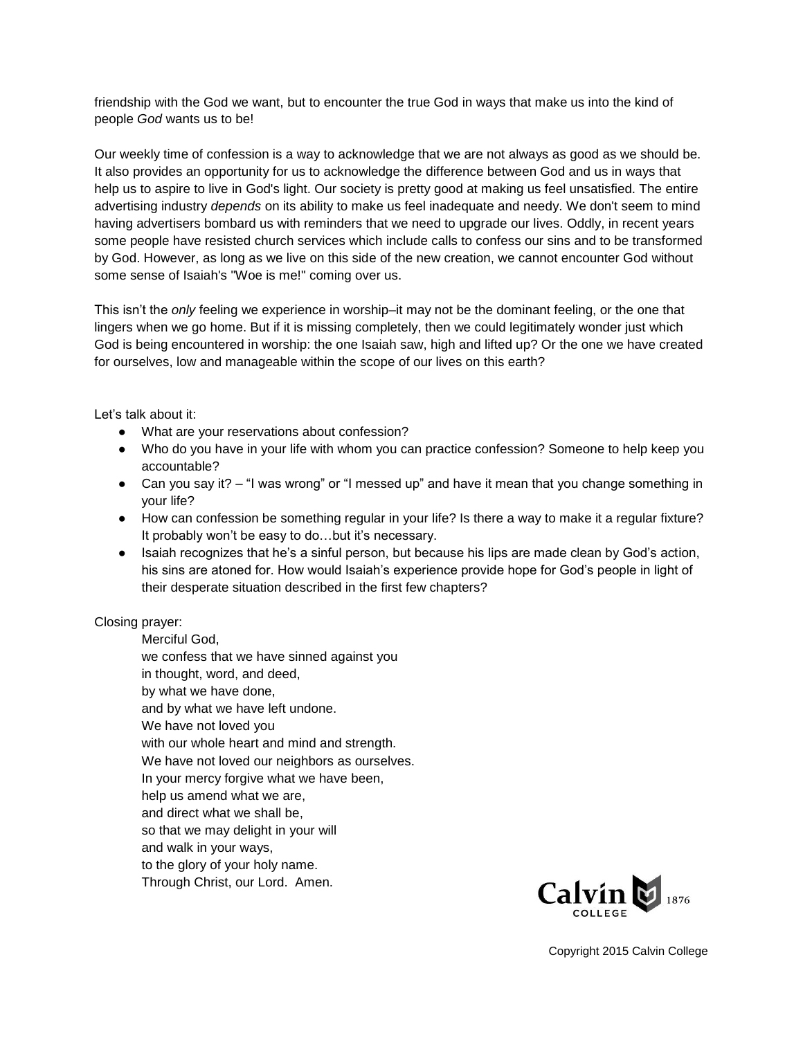friendship with the God we want, but to encounter the true God in ways that make us into the kind of people *God* wants us to be!

Our weekly time of confession is a way to acknowledge that we are not always as good as we should be. It also provides an opportunity for us to acknowledge the difference between God and us in ways that help us to aspire to live in God's light. Our society is pretty good at making us feel unsatisfied. The entire advertising industry *depends* on its ability to make us feel inadequate and needy. We don't seem to mind having advertisers bombard us with reminders that we need to upgrade our lives. Oddly, in recent years some people have resisted church services which include calls to confess our sins and to be transformed by God. However, as long as we live on this side of the new creation, we cannot encounter God without some sense of Isaiah's "Woe is me!" coming over us.

This isn't the *only* feeling we experience in worship–it may not be the dominant feeling, or the one that lingers when we go home. But if it is missing completely, then we could legitimately wonder just which God is being encountered in worship: the one Isaiah saw, high and lifted up? Or the one we have created for ourselves, low and manageable within the scope of our lives on this earth?

Let's talk about it:

- What are your reservations about confession?
- Who do you have in your life with whom you can practice confession? Someone to help keep you accountable?
- Can you say it? – "I was wrong" or "I messed up" and have it mean that you change something in your life?
- How can confession be something regular in your life? Is there a way to make it a regular fixture? It probably won't be easy to do…but it's necessary.
- Isaiah recognizes that he's a sinful person, but because his lips are made clean by God's action, his sins are atoned for. How would Isaiah's experience provide hope for God's people in light of their desperate situation described in the first few chapters?

Closing prayer:

> Merciful God,
> we confess that we have sinned against you
> in thought, word, and deed,
> by what we have done,
> and by what we have left undone.
> We have not loved you
> with our whole heart and mind and strength.
> We have not loved our neighbors as ourselves.
> In your mercy forgive what we have been,
> help us amend what we are,
> and direct what we shall be,
> so that we may delight in your will
> and walk in your ways,
> to the glory of your holy name.
> Through Christ, our Lord. Amen.

Calvin College 1876

Copyright 2015 Calvin College